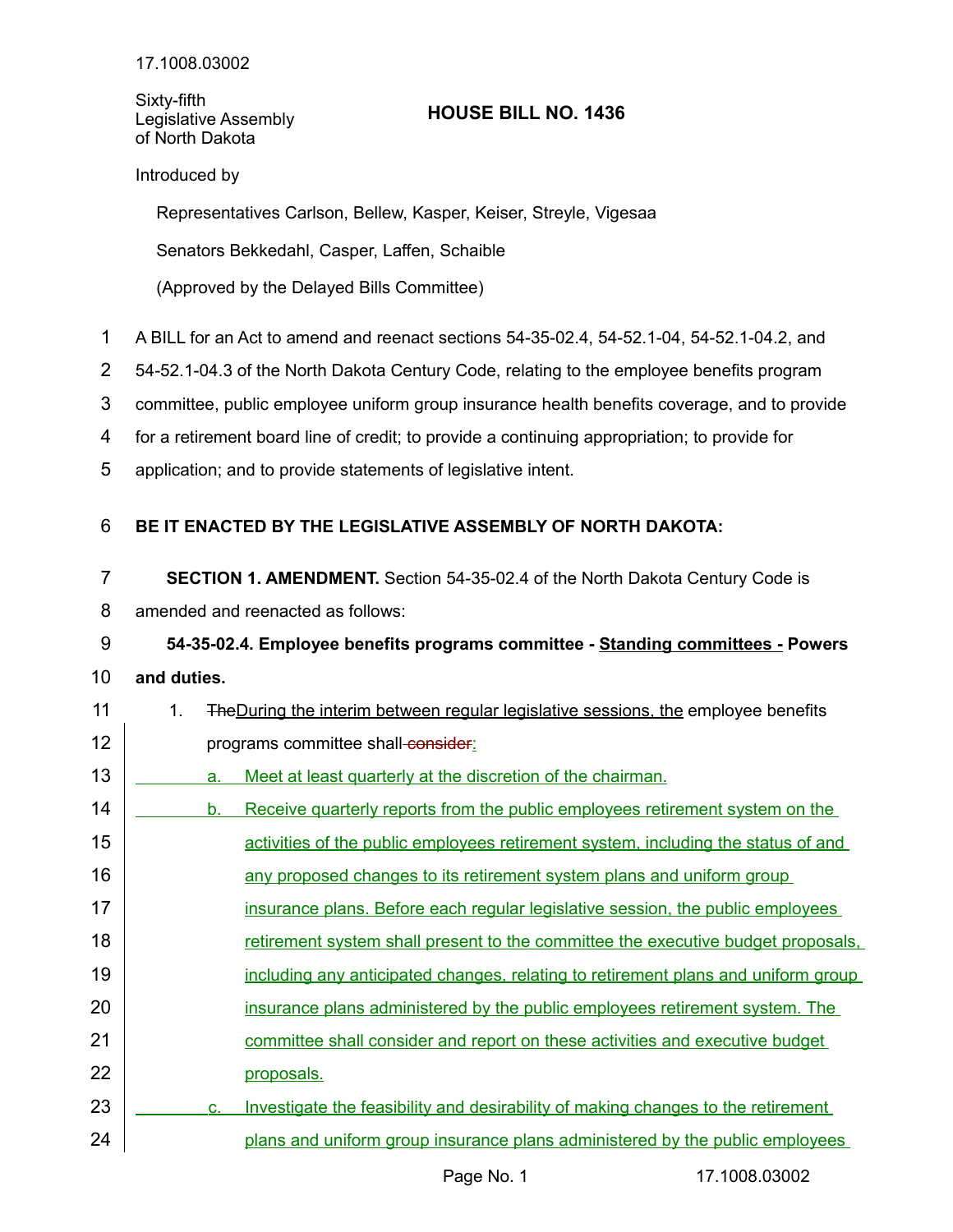17.1008.03002

Sixty-fifth
Legislative Assembly
of North Dakota

# HOUSE BILL NO. 1436

Introduced by

Representatives Carlson, Bellew, Kasper, Keiser, Streyle, Vigesaa

Senators Bekkedahl, Casper, Laffen, Schaible

(Approved by the Delayed Bills Committee)

A BILL for an Act to amend and reenact sections 54-35-02.4, 54-52.1-04, 54-52.1-04.2, and 54-52.1-04.3 of the North Dakota Century Code, relating to the employee benefits program committee, public employee uniform group insurance health benefits coverage, and to provide for a retirement board line of credit; to provide a continuing appropriation; to provide for application; and to provide statements of legislative intent.

**BE IT ENACTED BY THE LEGISLATIVE ASSEMBLY OF NORTH DAKOTA:**

**SECTION 1. AMENDMENT.** Section 54-35-02.4 of the North Dakota Century Code is amended and reenacted as follows:

**54-35-02.4. Employee benefits programs committee - Standing committees - Powers and duties.**

1. ~~The~~During the interim between regular legislative sessions, the employee benefits programs committee shall ~~consider~~:
   a. Meet at least quarterly at the discretion of the chairman.
   b. Receive quarterly reports from the public employees retirement system on the activities of the public employees retirement system, including the status of and any proposed changes to its retirement system plans and uniform group insurance plans. Before each regular legislative session, the public employees retirement system shall present to the committee the executive budget proposals, including any anticipated changes, relating to retirement plans and uniform group insurance plans administered by the public employees retirement system. The committee shall consider and report on these activities and executive budget proposals.
   c. Investigate the feasibility and desirability of making changes to the retirement plans and uniform group insurance plans administered by the public employees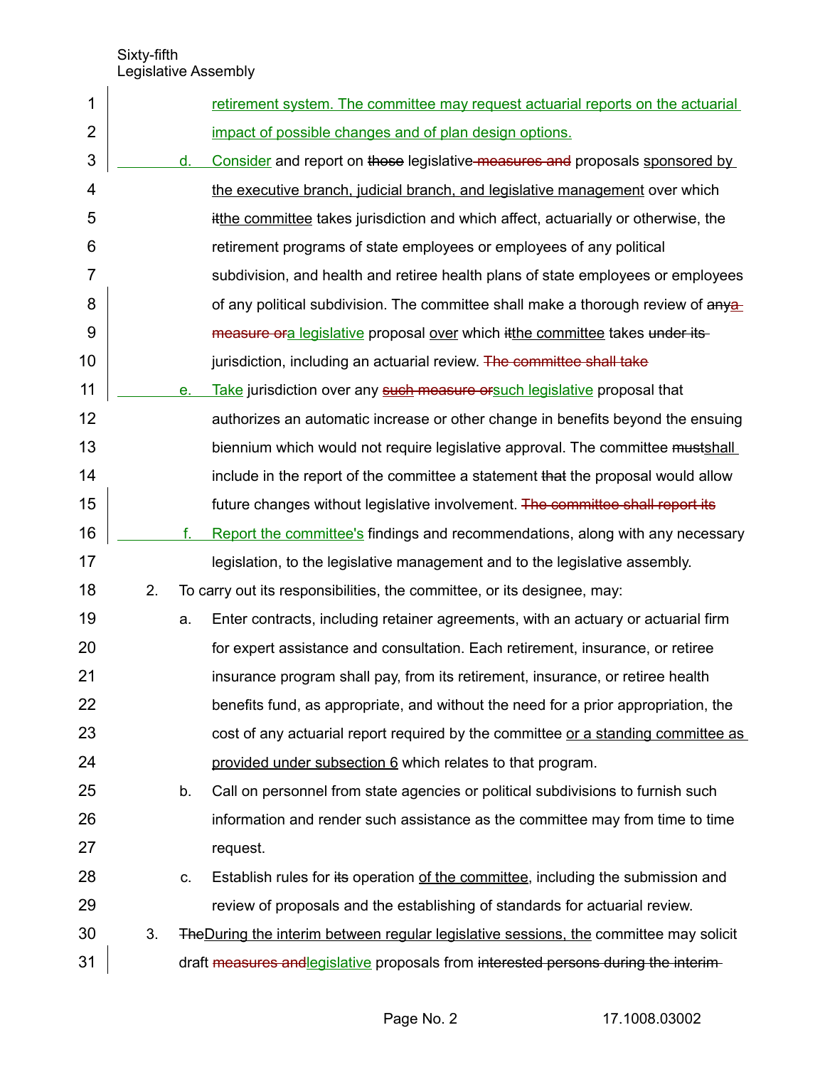retirement system. The committee may request actuarial reports on the actuarial impact of possible changes and of plan design options.

d. Consider and report on ~~those~~ legislative ~~measures and~~ proposals sponsored by the executive branch, judicial branch, and legislative management over which ~~it~~the committee takes jurisdiction and which affect, actuarially or otherwise, the retirement programs of state employees or employees of any political subdivision, and health and retiree health plans of state employees or employees of any political subdivision. The committee shall make a thorough review of ~~any~~a ~~measure or~~a legislative proposal over which ~~it~~the committee takes ~~under its~~ jurisdiction, including an actuarial review. ~~The committee shall take~~

e. Take jurisdiction over any ~~such measure or~~such legislative proposal that authorizes an automatic increase or other change in benefits beyond the ensuing biennium which would not require legislative approval. The committee ~~must~~shall include in the report of the committee a statement ~~that~~ the proposal would allow future changes without legislative involvement. ~~The committee shall report its~~

f. Report the committee's findings and recommendations, along with any necessary legislation, to the legislative management and to the legislative assembly.

2. To carry out its responsibilities, the committee, or its designee, may:

   a. Enter contracts, including retainer agreements, with an actuary or actuarial firm for expert assistance and consultation. Each retirement, insurance, or retiree insurance program shall pay, from its retirement, insurance, or retiree health benefits fund, as appropriate, and without the need for a prior appropriation, the cost of any actuarial report required by the committee or a standing committee as provided under subsection 6 which relates to that program.

   b. Call on personnel from state agencies or political subdivisions to furnish such information and render such assistance as the committee may from time to time request.

   c. Establish rules for ~~its~~ operation of the committee, including the submission and review of proposals and the establishing of standards for actuarial review.

3. ~~The~~During the interim between regular legislative sessions, the committee may solicit draft ~~measures and~~legislative proposals from ~~interested persons during the interim~~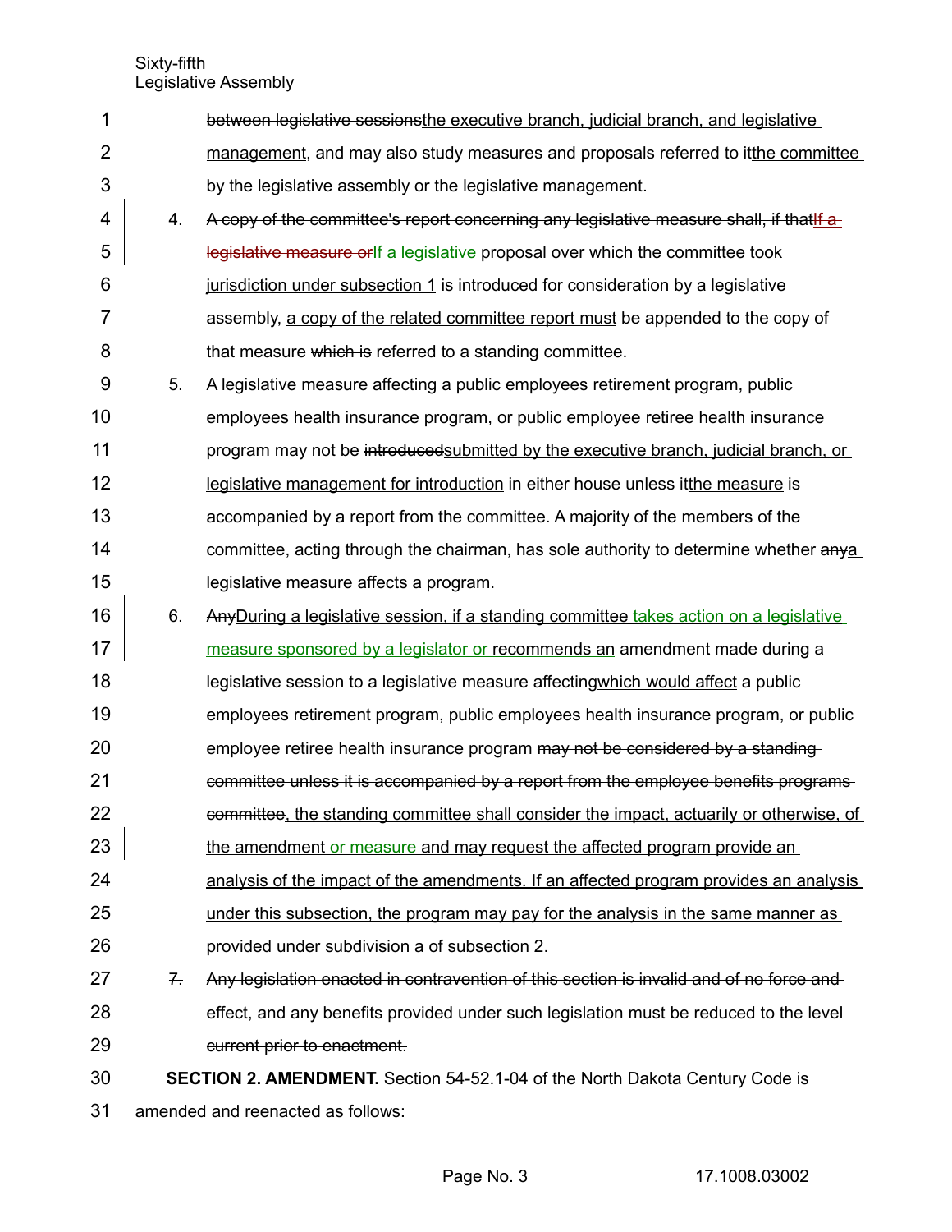between legislative sessionsthe executive branch, judicial branch, and legislative management, and may also study measures and proposals referred to itthe committee by the legislative assembly or the legislative management.

4. A copy of the committee's report concerning any legislative measure shall, if thatIf a legislative measure orIf a legislative proposal over which the committee took jurisdiction under subsection 1 is introduced for consideration by a legislative assembly, a copy of the related committee report must be appended to the copy of that measure which is referred to a standing committee.

5. A legislative measure affecting a public employees retirement program, public employees health insurance program, or public employee retiree health insurance program may not be introducedsubmitted by the executive branch, judicial branch, or legislative management for introduction in either house unless itthe measure is accompanied by a report from the committee. A majority of the members of the committee, acting through the chairman, has sole authority to determine whether anya legislative measure affects a program.

6. AnyDuring a legislative session, if a standing committee takes action on a legislative measure sponsored by a legislator or recommends an amendment made during a legislative session to a legislative measure affectingwhich would affect a public employees retirement program, public employees health insurance program, or public employee retiree health insurance program may not be considered by a standing committee unless it is accompanied by a report from the employee benefits programs committee, the standing committee shall consider the impact, actuarily or otherwise, of the amendment or measure and may request the affected program provide an analysis of the impact of the amendments. If an affected program provides an analysis under this subsection, the program may pay for the analysis in the same manner as provided under subdivision a of subsection 2.

7. Any legislation enacted in contravention of this section is invalid and of no force and effect, and any benefits provided under such legislation must be reduced to the level current prior to enactment.

**SECTION 2. AMENDMENT.** Section 54-52.1-04 of the North Dakota Century Code is amended and reenacted as follows: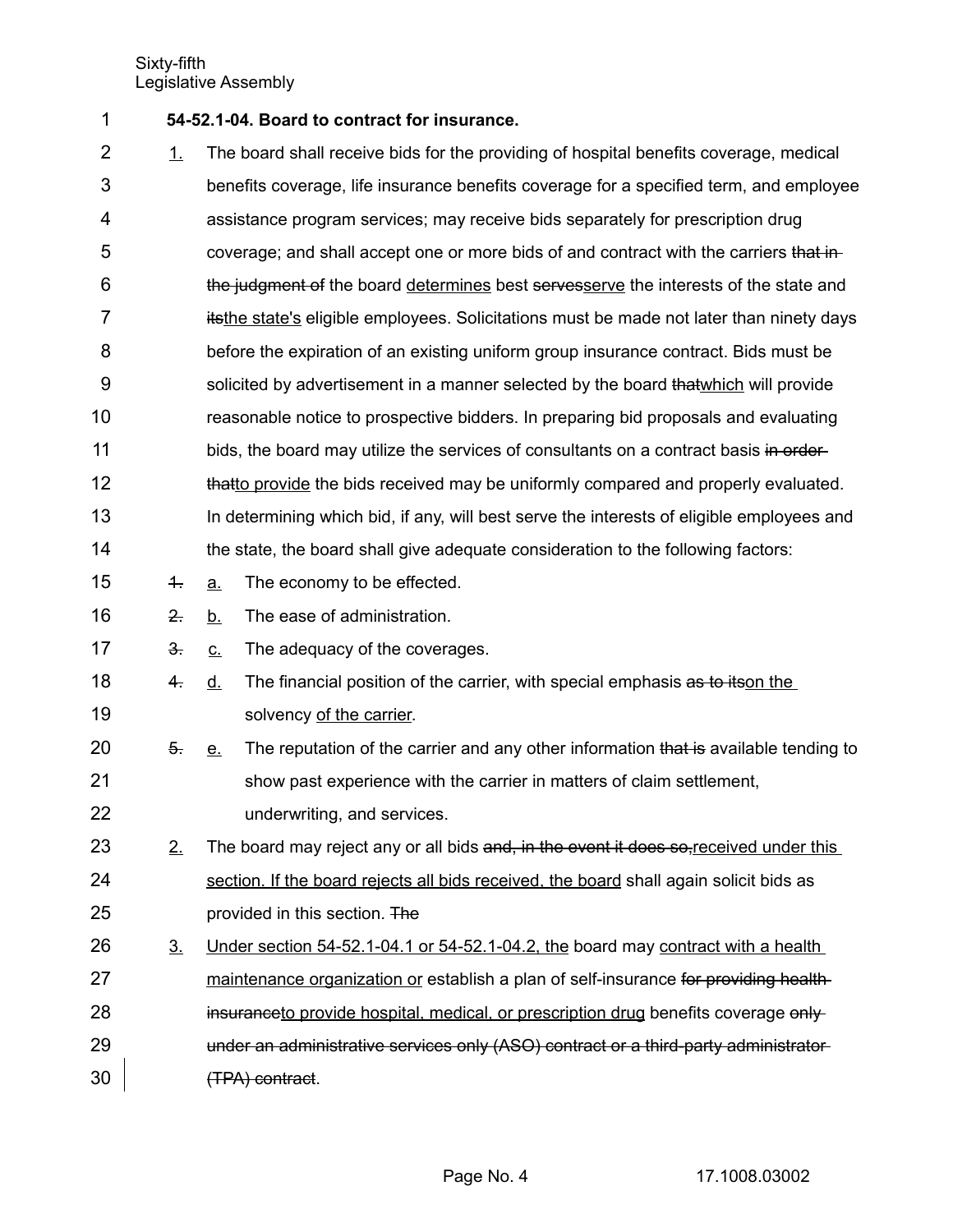**54-52.1-04. Board to contract for insurance.**

1. The board shall receive bids for the providing of hospital benefits coverage, medical benefits coverage, life insurance benefits coverage for a specified term, and employee assistance program services; may receive bids separately for prescription drug coverage; and shall accept one or more bids of and contract with the carriers ~~that in the judgment of~~ the board determines best ~~serves~~serve the interests of the state and ~~its~~the state's eligible employees. Solicitations must be made not later than ninety days before the expiration of an existing uniform group insurance contract. Bids must be solicited by advertisement in a manner selected by the board ~~that~~which will provide reasonable notice to prospective bidders. In preparing bid proposals and evaluating bids, the board may utilize the services of consultants on a contract basis ~~in order that~~to provide the bids received may be uniformly compared and properly evaluated. In determining which bid, if any, will best serve the interests of eligible employees and the state, the board shall give adequate consideration to the following factors:

   ~~1.~~ a. The economy to be effected.

   ~~2.~~ b. The ease of administration.

   ~~3.~~ c. The adequacy of the coverages.

   ~~4.~~ d. The financial position of the carrier, with special emphasis ~~as to its~~on the solvency of the carrier.

   ~~5.~~ e. The reputation of the carrier and any other information ~~that is~~ available tending to show past experience with the carrier in matters of claim settlement, underwriting, and services.

2. The board may reject any or all bids ~~and, in the event it does so,~~received under this section. If the board rejects all bids received, the board shall again solicit bids as provided in this section. ~~The~~

3. Under section 54-52.1-04.1 or 54-52.1-04.2, the board may contract with a health maintenance organization or establish a plan of self-insurance ~~for providing health insurance~~to provide hospital, medical, or prescription drug benefits coverage ~~only under an administrative services only (ASO) contract or a third-party administrator (TPA) contract~~.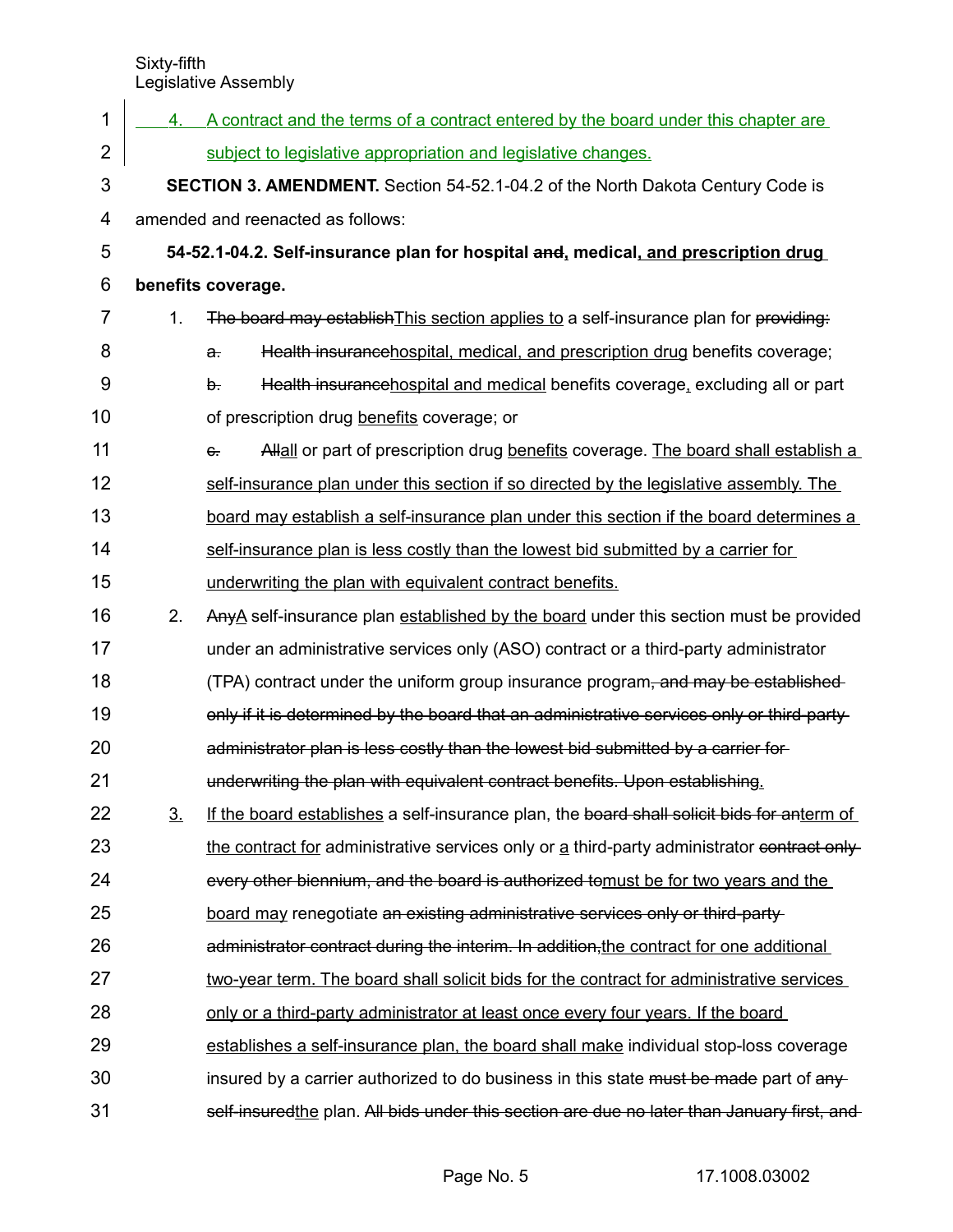4. A contract and the terms of a contract entered by the board under this chapter are subject to legislative appropriation and legislative changes.

**SECTION 3. AMENDMENT.** Section 54-52.1-04.2 of the North Dakota Century Code is amended and reenacted as follows:

**54-52.1-04.2. Self-insurance plan for hospital ~~and~~, medical, and prescription drug benefits coverage.**

1. ~~The board may establish~~This section applies to a self-insurance plan for ~~providing:~~

   ~~a.~~ ~~Health insurance~~hospital, medical, and prescription drug benefits coverage;

   ~~b.~~ ~~Health insurance~~hospital and medical benefits coverage, excluding all or part of prescription drug benefits coverage; or

   ~~c.~~ ~~All~~all or part of prescription drug benefits coverage. The board shall establish a self-insurance plan under this section if so directed by the legislative assembly. The board may establish a self-insurance plan under this section if the board determines a self-insurance plan is less costly than the lowest bid submitted by a carrier for underwriting the plan with equivalent contract benefits.

2. ~~Any~~A self-insurance plan established by the board under this section must be provided under an administrative services only (ASO) contract or a third-party administrator (TPA) contract under the uniform group insurance program~~, and may be established only if it is determined by the board that an administrative services only or third-party administrator plan is less costly than the lowest bid submitted by a carrier for underwriting the plan with equivalent contract benefits. Upon establishing~~.

3. If the board establishes a self-insurance plan, the ~~board shall solicit bids for an~~term of the contract for administrative services only or a third-party administrator ~~contract only every other biennium, and the board is authorized to~~must be for two years and the board may renegotiate ~~an existing administrative services only or third-party administrator contract during the interim. In addition,~~the contract for one additional two-year term. The board shall solicit bids for the contract for administrative services only or a third-party administrator at least once every four years. If the board establishes a self-insurance plan, the board shall make individual stop-loss coverage insured by a carrier authorized to do business in this state ~~must be made~~ part of ~~any self-insured~~the plan. ~~All bids under this section are due no later than January first, and~~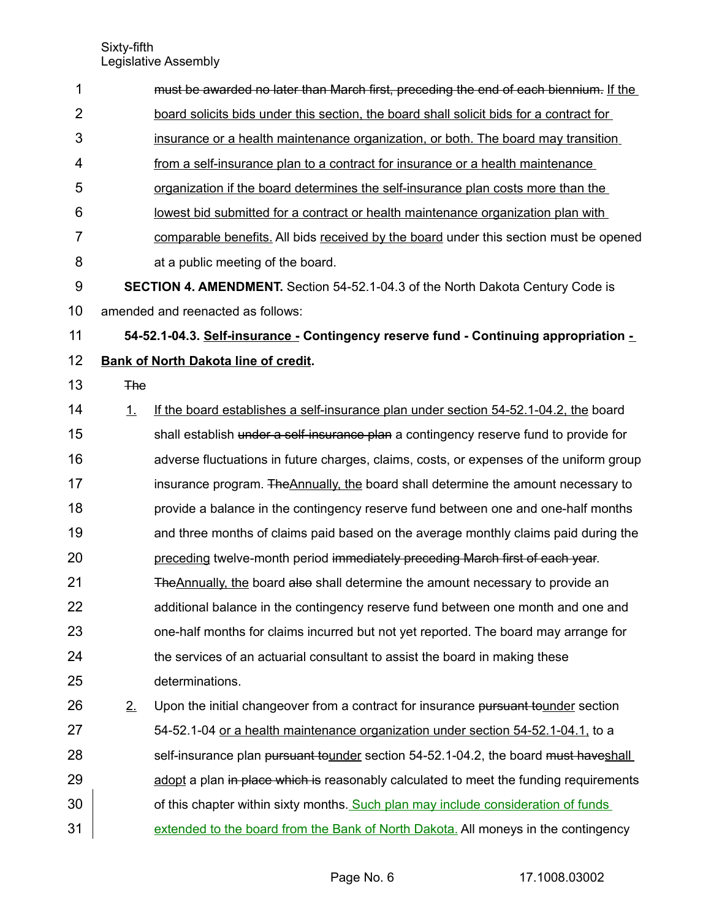must be awarded no later than March first, preceding the end of each biennium. If the board solicits bids under this section, the board shall solicit bids for a contract for insurance or a health maintenance organization, or both. The board may transition from a self-insurance plan to a contract for insurance or a health maintenance organization if the board determines the self-insurance plan costs more than the lowest bid submitted for a contract or health maintenance organization plan with comparable benefits. All bids received by the board under this section must be opened at a public meeting of the board.

**SECTION 4. AMENDMENT.** Section 54-52.1-04.3 of the North Dakota Century Code is amended and reenacted as follows:

**54-52.1-04.3. Self-insurance - Contingency reserve fund - Continuing appropriation - Bank of North Dakota line of credit.**

The

1. If the board establishes a self-insurance plan under section 54-52.1-04.2, the board shall establish under a self-insurance plan a contingency reserve fund to provide for adverse fluctuations in future charges, claims, costs, or expenses of the uniform group insurance program. TheAnnually, the board shall determine the amount necessary to provide a balance in the contingency reserve fund between one and one-half months and three months of claims paid based on the average monthly claims paid during the preceding twelve-month period immediately preceding March first of each year. TheAnnually, the board also shall determine the amount necessary to provide an additional balance in the contingency reserve fund between one month and one and one-half months for claims incurred but not yet reported. The board may arrange for the services of an actuarial consultant to assist the board in making these determinations.
2. Upon the initial changeover from a contract for insurance pursuant tounder section 54-52.1-04 or a health maintenance organization under section 54-52.1-04.1, to a self-insurance plan pursuant tounder section 54-52.1-04.2, the board must haveshall adopt a plan in place which is reasonably calculated to meet the funding requirements of this chapter within sixty months. Such plan may include consideration of funds extended to the board from the Bank of North Dakota. All moneys in the contingency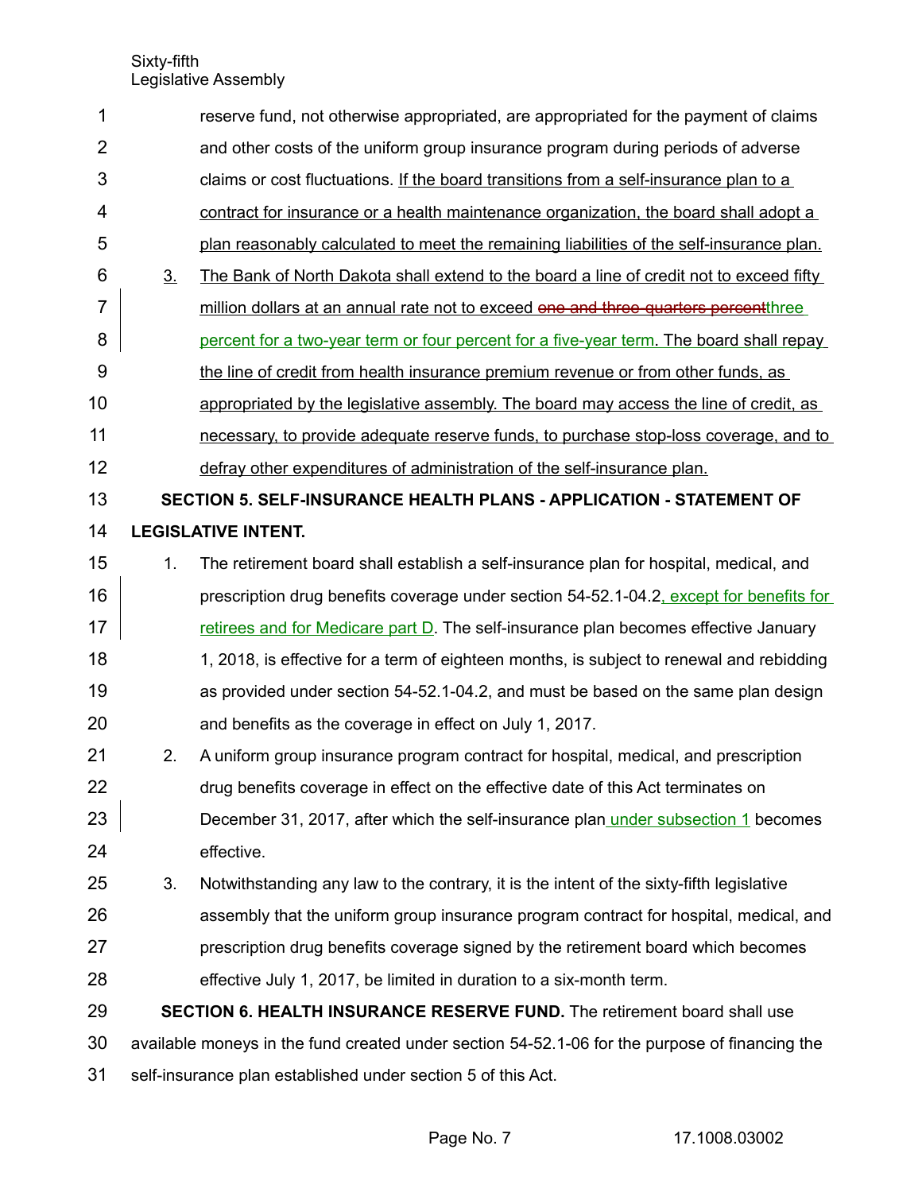reserve fund, not otherwise appropriated, are appropriated for the payment of claims and other costs of the uniform group insurance program during periods of adverse claims or cost fluctuations. If the board transitions from a self-insurance plan to a contract for insurance or a health maintenance organization, the board shall adopt a plan reasonably calculated to meet the remaining liabilities of the self-insurance plan.

3. The Bank of North Dakota shall extend to the board a line of credit not to exceed fifty million dollars at an annual rate not to exceed ~~one and three-quarters percent~~three percent for a two-year term or four percent for a five-year term. The board shall repay the line of credit from health insurance premium revenue or from other funds, as appropriated by the legislative assembly. The board may access the line of credit, as necessary, to provide adequate reserve funds, to purchase stop-loss coverage, and to defray other expenditures of administration of the self-insurance plan.

**SECTION 5. SELF-INSURANCE HEALTH PLANS - APPLICATION - STATEMENT OF LEGISLATIVE INTENT.**

1. The retirement board shall establish a self-insurance plan for hospital, medical, and prescription drug benefits coverage under section 54-52.1-04.2, except for benefits for retirees and for Medicare part D. The self-insurance plan becomes effective January 1, 2018, is effective for a term of eighteen months, is subject to renewal and rebidding as provided under section 54-52.1-04.2, and must be based on the same plan design and benefits as the coverage in effect on July 1, 2017.
2. A uniform group insurance program contract for hospital, medical, and prescription drug benefits coverage in effect on the effective date of this Act terminates on December 31, 2017, after which the self-insurance plan under subsection 1 becomes effective.
3. Notwithstanding any law to the contrary, it is the intent of the sixty-fifth legislative assembly that the uniform group insurance program contract for hospital, medical, and prescription drug benefits coverage signed by the retirement board which becomes effective July 1, 2017, be limited in duration to a six-month term.

**SECTION 6. HEALTH INSURANCE RESERVE FUND.** The retirement board shall use available moneys in the fund created under section 54-52.1-06 for the purpose of financing the self-insurance plan established under section 5 of this Act.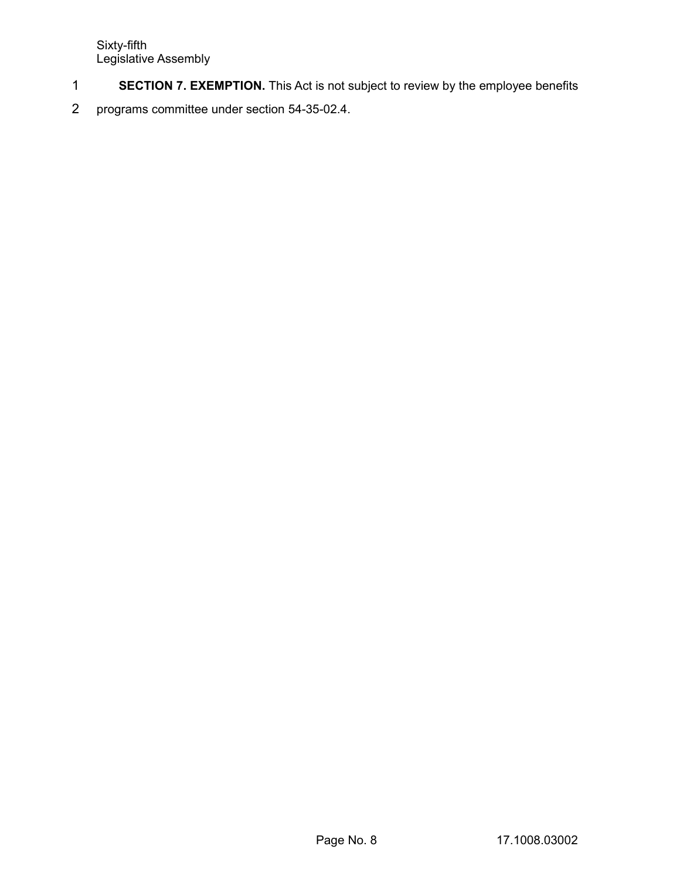**SECTION 7. EXEMPTION.** This Act is not subject to review by the employee benefits programs committee under section 54-35-02.4.